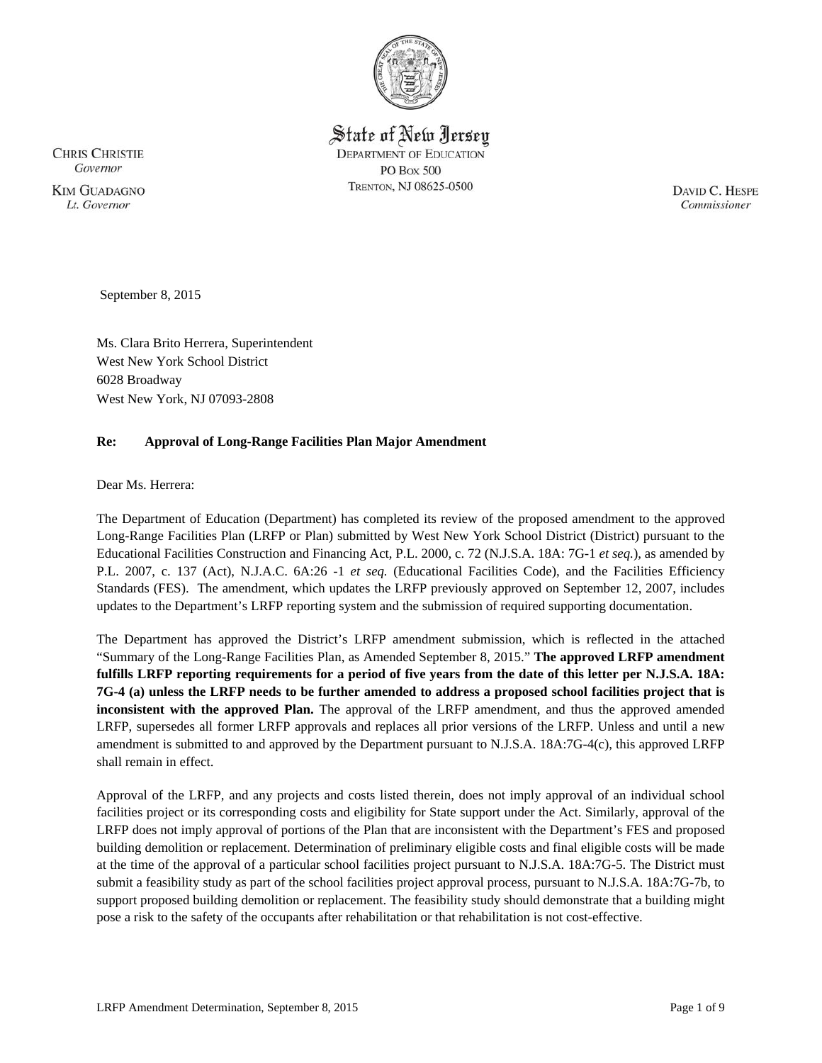State of New Jersey
DEPARTMENT OF EDUCATION
PO BOX 500
TRENTON, NJ 08625-0500

CHRIS CHRISTIE
*Governor*

KIM GUADAGNO
*Lt. Governor*

DAVID C. HESPE
*Commissioner*

September 8, 2015

Ms. Clara Brito Herrera, Superintendent
West New York School District
6028 Broadway
West New York, NJ 07093-2808

**Re: Approval of Long-Range Facilities Plan Major Amendment**

Dear Ms. Herrera:

The Department of Education (Department) has completed its review of the proposed amendment to the approved Long-Range Facilities Plan (LRFP or Plan) submitted by West New York School District (District) pursuant to the Educational Facilities Construction and Financing Act, P.L. 2000, c. 72 (N.J.S.A. 18A: 7G-1 *et seq.*), as amended by P.L. 2007, c. 137 (Act), N.J.A.C. 6A:26 -1 *et seq.* (Educational Facilities Code), and the Facilities Efficiency Standards (FES). The amendment, which updates the LRFP previously approved on September 12, 2007, includes updates to the Department's LRFP reporting system and the submission of required supporting documentation.

The Department has approved the District's LRFP amendment submission, which is reflected in the attached "Summary of the Long-Range Facilities Plan, as Amended September 8, 2015." **The approved LRFP amendment fulfills LRFP reporting requirements for a period of five years from the date of this letter per N.J.S.A. 18A: 7G-4 (a) unless the LRFP needs to be further amended to address a proposed school facilities project that is inconsistent with the approved Plan.** The approval of the LRFP amendment, and thus the approved amended LRFP, supersedes all former LRFP approvals and replaces all prior versions of the LRFP. Unless and until a new amendment is submitted to and approved by the Department pursuant to N.J.S.A. 18A:7G-4(c), this approved LRFP shall remain in effect.

Approval of the LRFP, and any projects and costs listed therein, does not imply approval of an individual school facilities project or its corresponding costs and eligibility for State support under the Act. Similarly, approval of the LRFP does not imply approval of portions of the Plan that are inconsistent with the Department's FES and proposed building demolition or replacement. Determination of preliminary eligible costs and final eligible costs will be made at the time of the approval of a particular school facilities project pursuant to N.J.S.A. 18A:7G-5. The District must submit a feasibility study as part of the school facilities project approval process, pursuant to N.J.S.A. 18A:7G-7b, to support proposed building demolition or replacement. The feasibility study should demonstrate that a building might pose a risk to the safety of the occupants after rehabilitation or that rehabilitation is not cost-effective.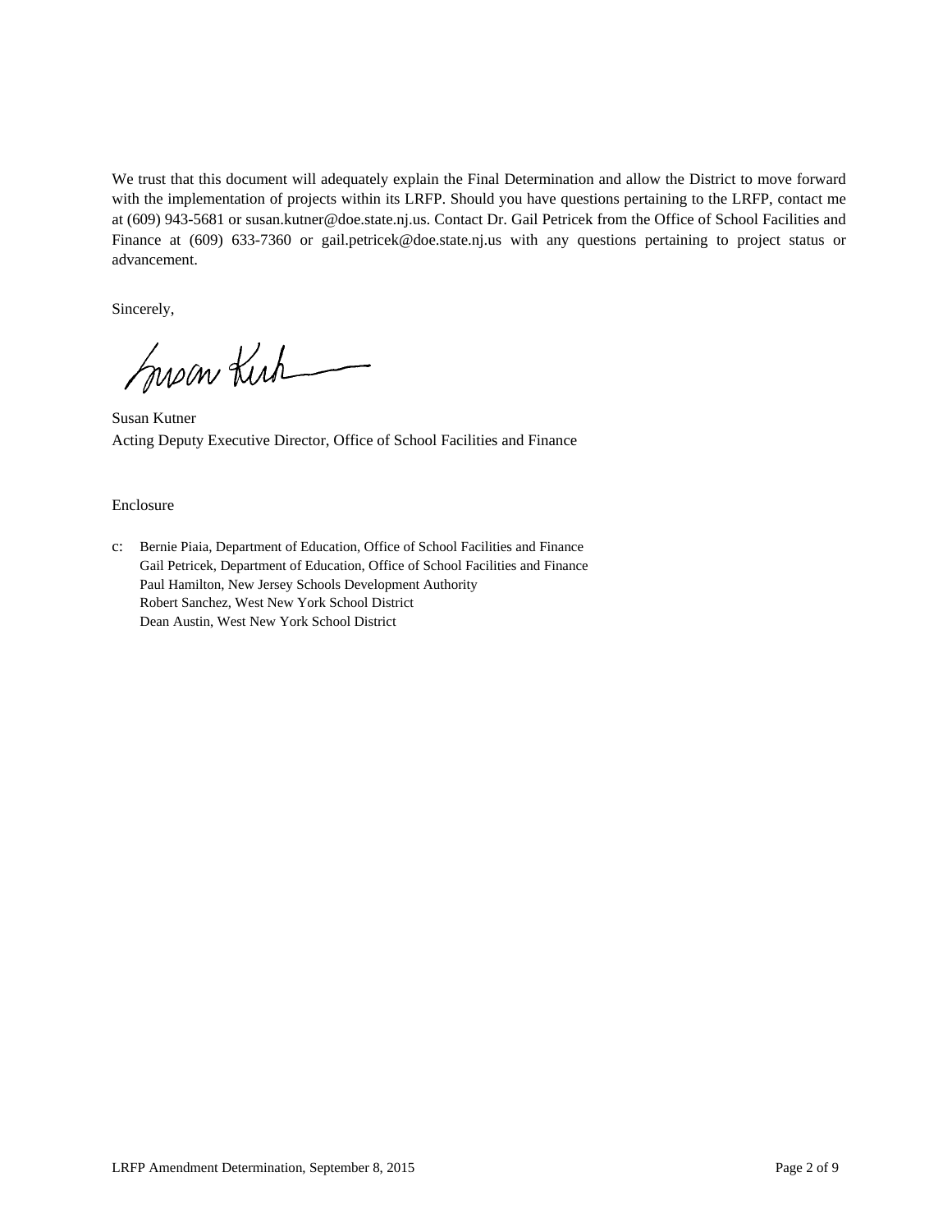We trust that this document will adequately explain the Final Determination and allow the District to move forward with the implementation of projects within its LRFP. Should you have questions pertaining to the LRFP, contact me at (609) 943-5681 or susan.kutner@doe.state.nj.us. Contact Dr. Gail Petricek from the Office of School Facilities and Finance at (609) 633-7360 or gail.petricek@doe.state.nj.us with any questions pertaining to project status or advancement.

Sincerely,

Susan Kutner
Acting Deputy Executive Director, Office of School Facilities and Finance

Enclosure

c: Bernie Piaia, Department of Education, Office of School Facilities and Finance
Gail Petricek, Department of Education, Office of School Facilities and Finance
Paul Hamilton, New Jersey Schools Development Authority
Robert Sanchez, West New York School District
Dean Austin, West New York School District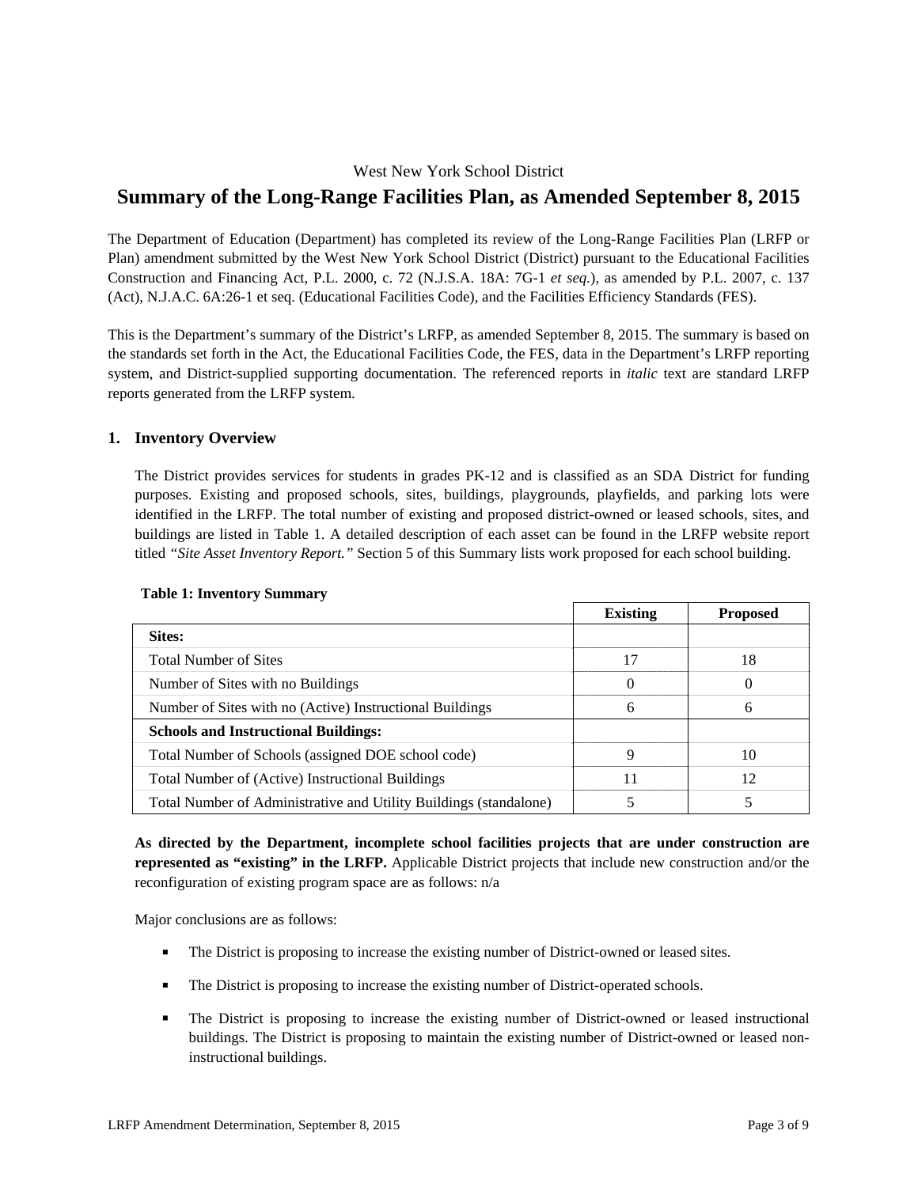West New York School District

# Summary of the Long-Range Facilities Plan, as Amended September 8, 2015

The Department of Education (Department) has completed its review of the Long-Range Facilities Plan (LRFP or Plan) amendment submitted by the West New York School District (District) pursuant to the Educational Facilities Construction and Financing Act, P.L. 2000, c. 72 (N.J.S.A. 18A: 7G-1 *et seq*.), as amended by P.L. 2007, c. 137 (Act), N.J.A.C. 6A:26-1 et seq. (Educational Facilities Code), and the Facilities Efficiency Standards (FES).

This is the Department's summary of the District's LRFP, as amended September 8, 2015. The summary is based on the standards set forth in the Act, the Educational Facilities Code, the FES, data in the Department's LRFP reporting system, and District-supplied supporting documentation. The referenced reports in *italic* text are standard LRFP reports generated from the LRFP system.

## 1. Inventory Overview

The District provides services for students in grades PK-12 and is classified as an SDA District for funding purposes. Existing and proposed schools, sites, buildings, playgrounds, playfields, and parking lots were identified in the LRFP. The total number of existing and proposed district-owned or leased schools, sites, and buildings are listed in Table 1. A detailed description of each asset can be found in the LRFP website report titled *"Site Asset Inventory Report."* Section 5 of this Summary lists work proposed for each school building.

**Table 1: Inventory Summary**

| | Existing | Proposed |
|---|---|---|
| **Sites:** | | |
| Total Number of Sites | 17 | 18 |
| Number of Sites with no Buildings | 0 | 0 |
| Number of Sites with no (Active) Instructional Buildings | 6 | 6 |
| **Schools and Instructional Buildings:** | | |
| Total Number of Schools (assigned DOE school code) | 9 | 10 |
| Total Number of (Active) Instructional Buildings | 11 | 12 |
| Total Number of Administrative and Utility Buildings (standalone) | 5 | 5 |

**As directed by the Department, incomplete school facilities projects that are under construction are represented as "existing" in the LRFP.** Applicable District projects that include new construction and/or the reconfiguration of existing program space are as follows: n/a

Major conclusions are as follows:

- The District is proposing to increase the existing number of District-owned or leased sites.
- The District is proposing to increase the existing number of District-operated schools.
- The District is proposing to increase the existing number of District-owned or leased instructional buildings. The District is proposing to maintain the existing number of District-owned or leased non-instructional buildings.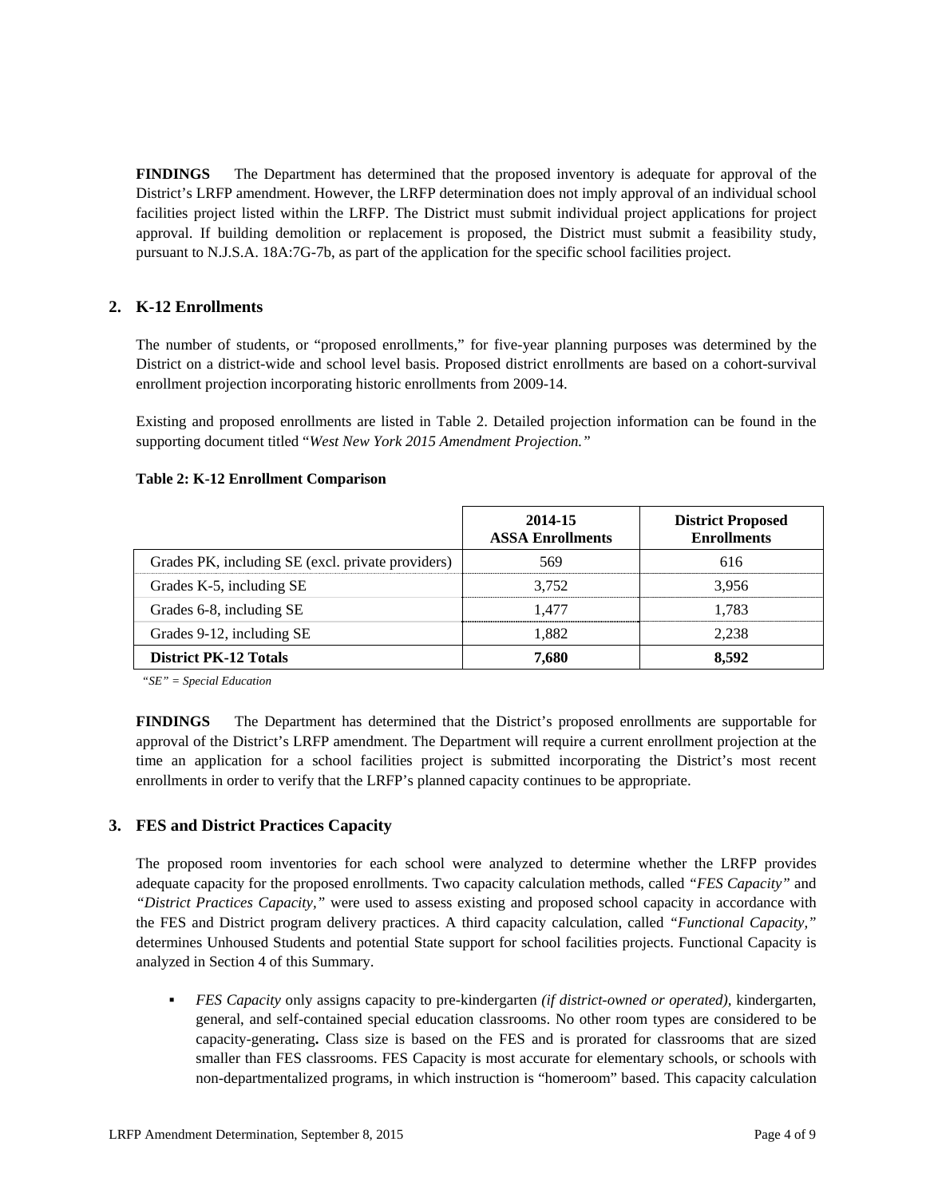**FINDINGS** The Department has determined that the proposed inventory is adequate for approval of the District's LRFP amendment. However, the LRFP determination does not imply approval of an individual school facilities project listed within the LRFP. The District must submit individual project applications for project approval. If building demolition or replacement is proposed, the District must submit a feasibility study, pursuant to N.J.S.A. 18A:7G-7b, as part of the application for the specific school facilities project.

## 2. K-12 Enrollments

The number of students, or "proposed enrollments," for five-year planning purposes was determined by the District on a district-wide and school level basis. Proposed district enrollments are based on a cohort-survival enrollment projection incorporating historic enrollments from 2009-14.

Existing and proposed enrollments are listed in Table 2. Detailed projection information can be found in the supporting document titled "*West New York 2015 Amendment Projection.*"

**Table 2: K-12 Enrollment Comparison**

| | 2014-15 ASSA Enrollments | District Proposed Enrollments |
|---|---|---|
| Grades PK, including SE (excl. private providers) | 569 | 616 |
| Grades K-5, including SE | 3,752 | 3,956 |
| Grades 6-8, including SE | 1,477 | 1,783 |
| Grades 9-12, including SE | 1,882 | 2,238 |
| **District PK-12 Totals** | **7,680** | **8,592** |

*"SE" = Special Education*

**FINDINGS** The Department has determined that the District's proposed enrollments are supportable for approval of the District's LRFP amendment. The Department will require a current enrollment projection at the time an application for a school facilities project is submitted incorporating the District's most recent enrollments in order to verify that the LRFP's planned capacity continues to be appropriate.

## 3. FES and District Practices Capacity

The proposed room inventories for each school were analyzed to determine whether the LRFP provides adequate capacity for the proposed enrollments. Two capacity calculation methods, called *"FES Capacity"* and *"District Practices Capacity,"* were used to assess existing and proposed school capacity in accordance with the FES and District program delivery practices. A third capacity calculation, called *"Functional Capacity,"* determines Unhoused Students and potential State support for school facilities projects. Functional Capacity is analyzed in Section 4 of this Summary.

- *FES Capacity* only assigns capacity to pre-kindergarten *(if district-owned or operated),* kindergarten, general, and self-contained special education classrooms. No other room types are considered to be capacity-generating**.** Class size is based on the FES and is prorated for classrooms that are sized smaller than FES classrooms. FES Capacity is most accurate for elementary schools, or schools with non-departmentalized programs, in which instruction is "homeroom" based. This capacity calculation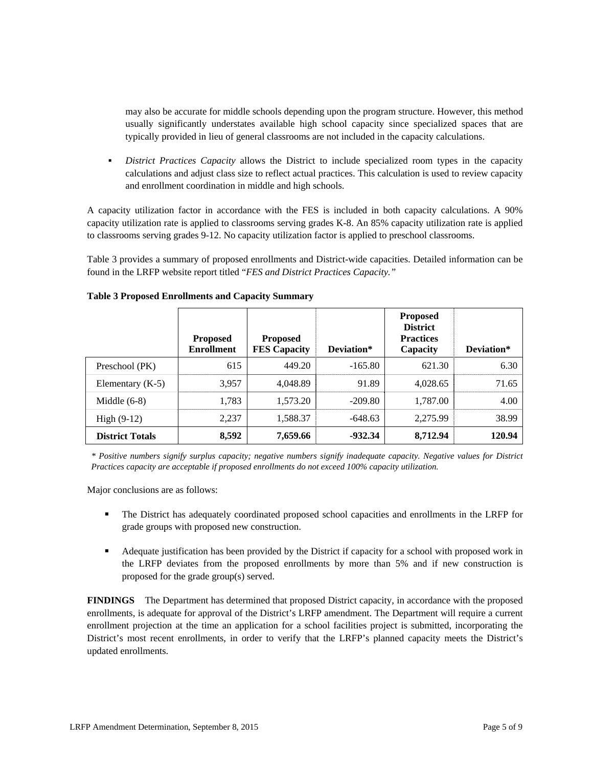may also be accurate for middle schools depending upon the program structure. However, this method usually significantly understates available high school capacity since specialized spaces that are typically provided in lieu of general classrooms are not included in the capacity calculations.

- *District Practices Capacity* allows the District to include specialized room types in the capacity calculations and adjust class size to reflect actual practices. This calculation is used to review capacity and enrollment coordination in middle and high schools.

A capacity utilization factor in accordance with the FES is included in both capacity calculations. A 90% capacity utilization rate is applied to classrooms serving grades K-8. An 85% capacity utilization rate is applied to classrooms serving grades 9-12. No capacity utilization factor is applied to preschool classrooms.

Table 3 provides a summary of proposed enrollments and District-wide capacities. Detailed information can be found in the LRFP website report titled "*FES and District Practices Capacity.*"

**Table 3 Proposed Enrollments and Capacity Summary**

| | Proposed Enrollment | Proposed FES Capacity | Deviation* | Proposed District Practices Capacity | Deviation* |
|---|---|---|---|---|---|
| Preschool (PK) | 615 | 449.20 | -165.80 | 621.30 | 6.30 |
| Elementary (K-5) | 3,957 | 4,048.89 | 91.89 | 4,028.65 | 71.65 |
| Middle (6-8) | 1,783 | 1,573.20 | -209.80 | 1,787.00 | 4.00 |
| High (9-12) | 2,237 | 1,588.37 | -648.63 | 2,275.99 | 38.99 |
| **District Totals** | **8,592** | **7,659.66** | **-932.34** | **8,712.94** | **120.94** |

*\* Positive numbers signify surplus capacity; negative numbers signify inadequate capacity. Negative values for District Practices capacity are acceptable if proposed enrollments do not exceed 100% capacity utilization.*

Major conclusions are as follows:

- The District has adequately coordinated proposed school capacities and enrollments in the LRFP for grade groups with proposed new construction.

- Adequate justification has been provided by the District if capacity for a school with proposed work in the LRFP deviates from the proposed enrollments by more than 5% and if new construction is proposed for the grade group(s) served.

**FINDINGS** The Department has determined that proposed District capacity, in accordance with the proposed enrollments, is adequate for approval of the District's LRFP amendment. The Department will require a current enrollment projection at the time an application for a school facilities project is submitted, incorporating the District's most recent enrollments, in order to verify that the LRFP's planned capacity meets the District's updated enrollments.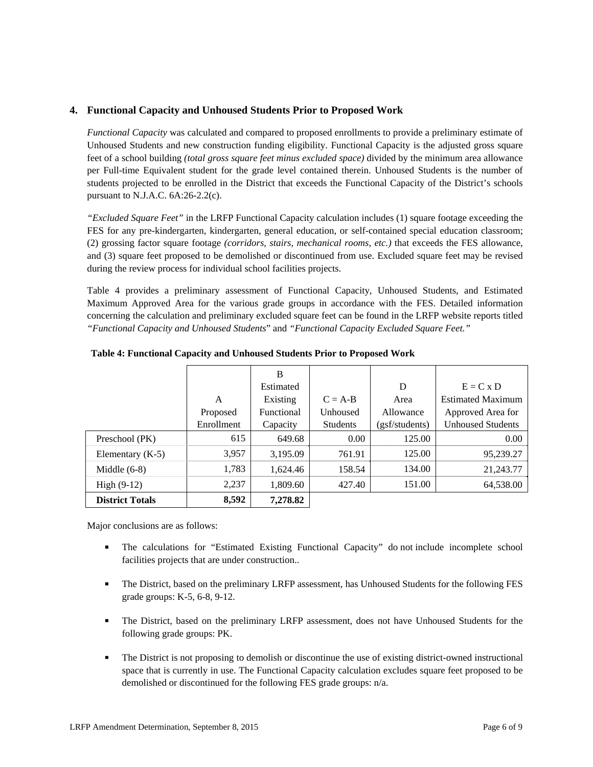## 4. Functional Capacity and Unhoused Students Prior to Proposed Work

*Functional Capacity* was calculated and compared to proposed enrollments to provide a preliminary estimate of Unhoused Students and new construction funding eligibility. Functional Capacity is the adjusted gross square feet of a school building *(total gross square feet minus excluded space)* divided by the minimum area allowance per Full-time Equivalent student for the grade level contained therein. Unhoused Students is the number of students projected to be enrolled in the District that exceeds the Functional Capacity of the District's schools pursuant to N.J.A.C. 6A:26-2.2(c).

*"Excluded Square Feet"* in the LRFP Functional Capacity calculation includes (1) square footage exceeding the FES for any pre-kindergarten, kindergarten, general education, or self-contained special education classroom; (2) grossing factor square footage *(corridors, stairs, mechanical rooms, etc.)* that exceeds the FES allowance, and (3) square feet proposed to be demolished or discontinued from use. Excluded square feet may be revised during the review process for individual school facilities projects.

Table 4 provides a preliminary assessment of Functional Capacity, Unhoused Students, and Estimated Maximum Approved Area for the various grade groups in accordance with the FES. Detailed information concerning the calculation and preliminary excluded square feet can be found in the LRFP website reports titled *"Functional Capacity and Unhoused Students"* and *"Functional Capacity Excluded Square Feet."*

**Table 4: Functional Capacity and Unhoused Students Prior to Proposed Work**

| | A Proposed Enrollment | B Estimated Existing Functional Capacity | C = A-B Unhoused Students | D Area Allowance (gsf/students) | E = C x D Estimated Maximum Approved Area for Unhoused Students |
|---|---|---|---|---|---|
| Preschool (PK) | 615 | 649.68 | 0.00 | 125.00 | 0.00 |
| Elementary (K-5) | 3,957 | 3,195.09 | 761.91 | 125.00 | 95,239.27 |
| Middle (6-8) | 1,783 | 1,624.46 | 158.54 | 134.00 | 21,243.77 |
| High (9-12) | 2,237 | 1,809.60 | 427.40 | 151.00 | 64,538.00 |
| **District Totals** | **8,592** | **7,278.82** | | | |

Major conclusions are as follows:

- The calculations for "Estimated Existing Functional Capacity" do not include incomplete school facilities projects that are under construction..
- The District, based on the preliminary LRFP assessment, has Unhoused Students for the following FES grade groups: K-5, 6-8, 9-12.
- The District, based on the preliminary LRFP assessment, does not have Unhoused Students for the following grade groups: PK.
- The District is not proposing to demolish or discontinue the use of existing district-owned instructional space that is currently in use. The Functional Capacity calculation excludes square feet proposed to be demolished or discontinued for the following FES grade groups: n/a.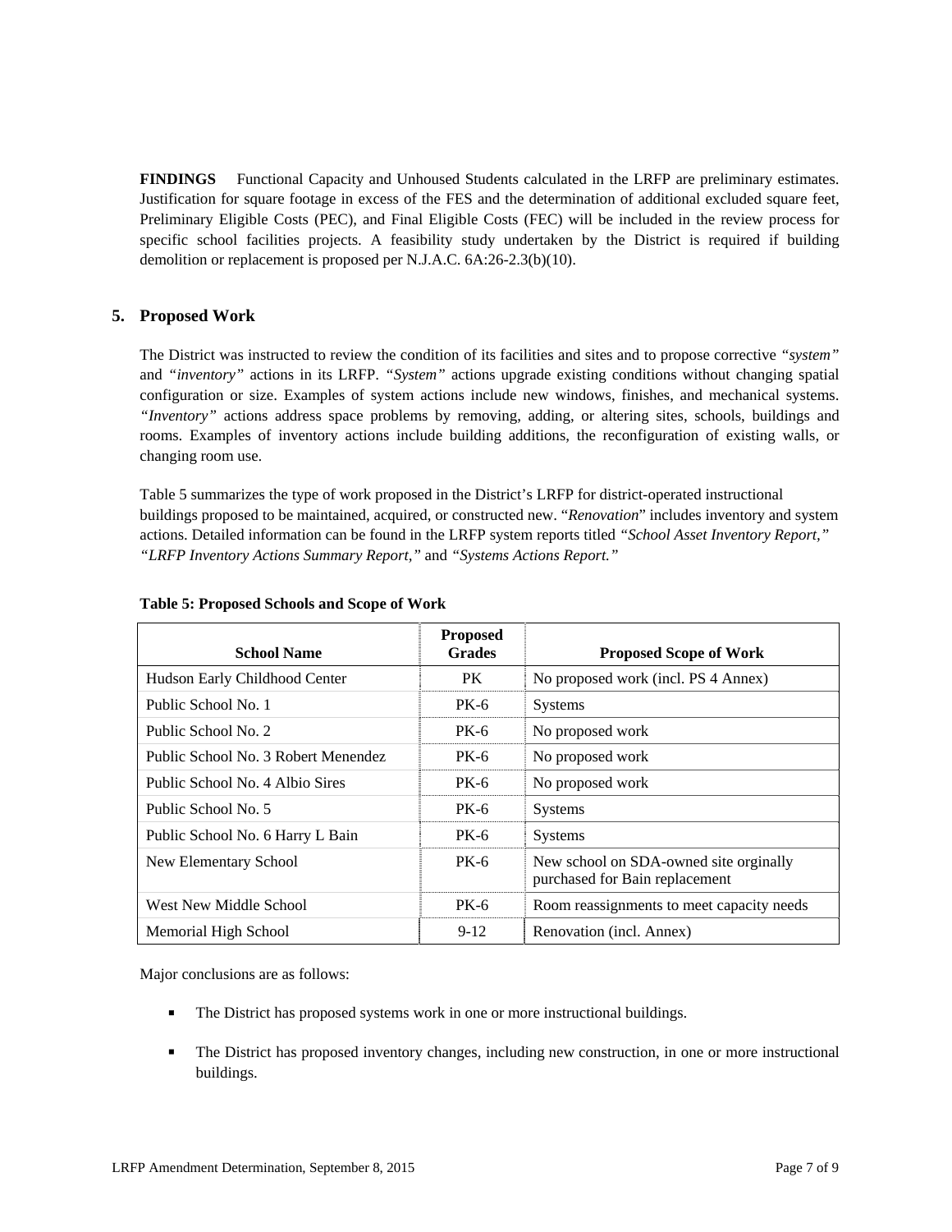**FINDINGS** Functional Capacity and Unhoused Students calculated in the LRFP are preliminary estimates. Justification for square footage in excess of the FES and the determination of additional excluded square feet, Preliminary Eligible Costs (PEC), and Final Eligible Costs (FEC) will be included in the review process for specific school facilities projects. A feasibility study undertaken by the District is required if building demolition or replacement is proposed per N.J.A.C. 6A:26-2.3(b)(10).

## 5. Proposed Work

The District was instructed to review the condition of its facilities and sites and to propose corrective *"system"* and *"inventory"* actions in its LRFP. *"System"* actions upgrade existing conditions without changing spatial configuration or size. Examples of system actions include new windows, finishes, and mechanical systems. *"Inventory"* actions address space problems by removing, adding, or altering sites, schools, buildings and rooms. Examples of inventory actions include building additions, the reconfiguration of existing walls, or changing room use.

Table 5 summarizes the type of work proposed in the District's LRFP for district-operated instructional buildings proposed to be maintained, acquired, or constructed new. "*Renovation*" includes inventory and system actions. Detailed information can be found in the LRFP system reports titled *"School Asset Inventory Report," "LRFP Inventory Actions Summary Report,"* and *"Systems Actions Report."*

**Table 5: Proposed Schools and Scope of Work**

| School Name | Proposed Grades | Proposed Scope of Work |
|---|---|---|
| Hudson Early Childhood Center | PK | No proposed work (incl. PS 4 Annex) |
| Public School No. 1 | PK-6 | Systems |
| Public School No. 2 | PK-6 | No proposed work |
| Public School No. 3 Robert Menendez | PK-6 | No proposed work |
| Public School No. 4 Albio Sires | PK-6 | No proposed work |
| Public School No. 5 | PK-6 | Systems |
| Public School No. 6 Harry L Bain | PK-6 | Systems |
| New Elementary School | PK-6 | New school on SDA-owned site orginally purchased for Bain replacement |
| West New Middle School | PK-6 | Room reassignments to meet capacity needs |
| Memorial High School | 9-12 | Renovation (incl. Annex) |

Major conclusions are as follows:

- The District has proposed systems work in one or more instructional buildings.
- The District has proposed inventory changes, including new construction, in one or more instructional buildings.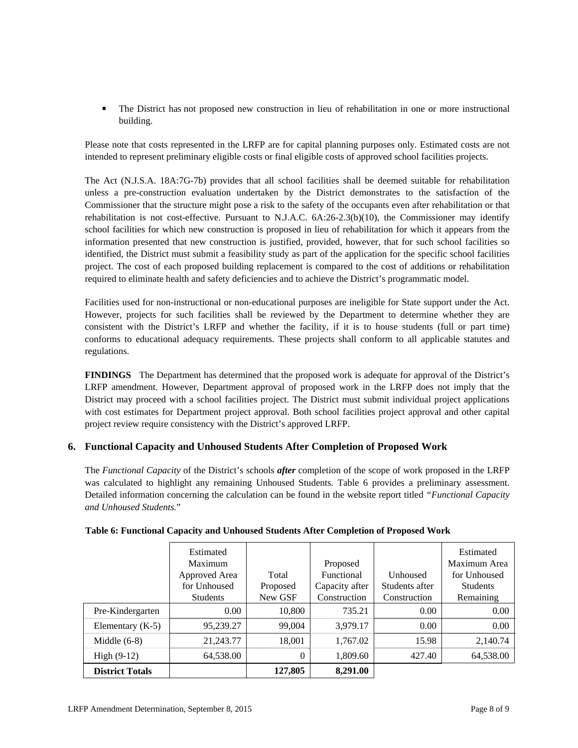- The District has not proposed new construction in lieu of rehabilitation in one or more instructional building.

Please note that costs represented in the LRFP are for capital planning purposes only. Estimated costs are not intended to represent preliminary eligible costs or final eligible costs of approved school facilities projects.

The Act (N.J.S.A. 18A:7G-7b) provides that all school facilities shall be deemed suitable for rehabilitation unless a pre-construction evaluation undertaken by the District demonstrates to the satisfaction of the Commissioner that the structure might pose a risk to the safety of the occupants even after rehabilitation or that rehabilitation is not cost-effective. Pursuant to N.J.A.C. 6A:26-2.3(b)(10), the Commissioner may identify school facilities for which new construction is proposed in lieu of rehabilitation for which it appears from the information presented that new construction is justified, provided, however, that for such school facilities so identified, the District must submit a feasibility study as part of the application for the specific school facilities project. The cost of each proposed building replacement is compared to the cost of additions or rehabilitation required to eliminate health and safety deficiencies and to achieve the District's programmatic model.

Facilities used for non-instructional or non-educational purposes are ineligible for State support under the Act. However, projects for such facilities shall be reviewed by the Department to determine whether they are consistent with the District's LRFP and whether the facility, if it is to house students (full or part time) conforms to educational adequacy requirements. These projects shall conform to all applicable statutes and regulations.

**FINDINGS** The Department has determined that the proposed work is adequate for approval of the District's LRFP amendment. However, Department approval of proposed work in the LRFP does not imply that the District may proceed with a school facilities project. The District must submit individual project applications with cost estimates for Department project approval. Both school facilities project approval and other capital project review require consistency with the District's approved LRFP.

## 6. Functional Capacity and Unhoused Students After Completion of Proposed Work

The *Functional Capacity* of the District's schools ***after*** completion of the scope of work proposed in the LRFP was calculated to highlight any remaining Unhoused Students. Table 6 provides a preliminary assessment. Detailed information concerning the calculation can be found in the website report titled "*Functional Capacity and Unhoused Students.*"

**Table 6: Functional Capacity and Unhoused Students After Completion of Proposed Work**

| | Estimated Maximum Approved Area for Unhoused Students | Total Proposed New GSF | Proposed Functional Capacity after Construction | Unhoused Students after Construction | Estimated Maximum Area for Unhoused Students Remaining |
|---|---|---|---|---|---|
| Pre-Kindergarten | 0.00 | 10,800 | 735.21 | 0.00 | 0.00 |
| Elementary (K-5) | 95,239.27 | 99,004 | 3,979.17 | 0.00 | 0.00 |
| Middle (6-8) | 21,243.77 | 18,001 | 1,767.02 | 15.98 | 2,140.74 |
| High (9-12) | 64,538.00 | 0 | 1,809.60 | 427.40 | 64,538.00 |
| **District Totals** | | **127,805** | **8,291.00** | | |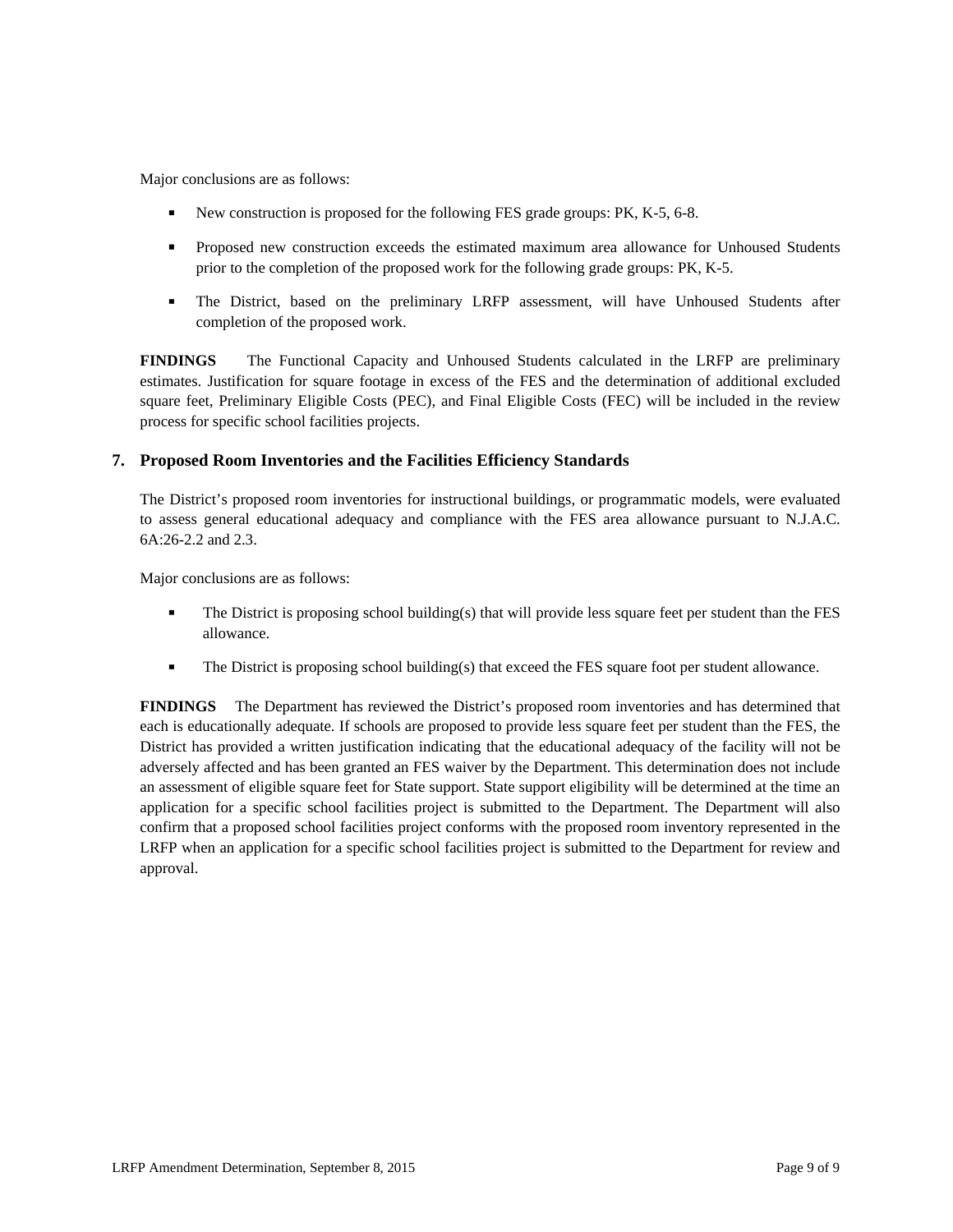Major conclusions are as follows:

- New construction is proposed for the following FES grade groups: PK, K-5, 6-8.
- Proposed new construction exceeds the estimated maximum area allowance for Unhoused Students prior to the completion of the proposed work for the following grade groups: PK, K-5.
- The District, based on the preliminary LRFP assessment, will have Unhoused Students after completion of the proposed work.

**FINDINGS** The Functional Capacity and Unhoused Students calculated in the LRFP are preliminary estimates. Justification for square footage in excess of the FES and the determination of additional excluded square feet, Preliminary Eligible Costs (PEC), and Final Eligible Costs (FEC) will be included in the review process for specific school facilities projects.

## 7. Proposed Room Inventories and the Facilities Efficiency Standards

The District's proposed room inventories for instructional buildings, or programmatic models, were evaluated to assess general educational adequacy and compliance with the FES area allowance pursuant to N.J.A.C. 6A:26-2.2 and 2.3.

Major conclusions are as follows:

- The District is proposing school building(s) that will provide less square feet per student than the FES allowance.
- The District is proposing school building(s) that exceed the FES square foot per student allowance.

**FINDINGS** The Department has reviewed the District's proposed room inventories and has determined that each is educationally adequate. If schools are proposed to provide less square feet per student than the FES, the District has provided a written justification indicating that the educational adequacy of the facility will not be adversely affected and has been granted an FES waiver by the Department. This determination does not include an assessment of eligible square feet for State support. State support eligibility will be determined at the time an application for a specific school facilities project is submitted to the Department. The Department will also confirm that a proposed school facilities project conforms with the proposed room inventory represented in the LRFP when an application for a specific school facilities project is submitted to the Department for review and approval.